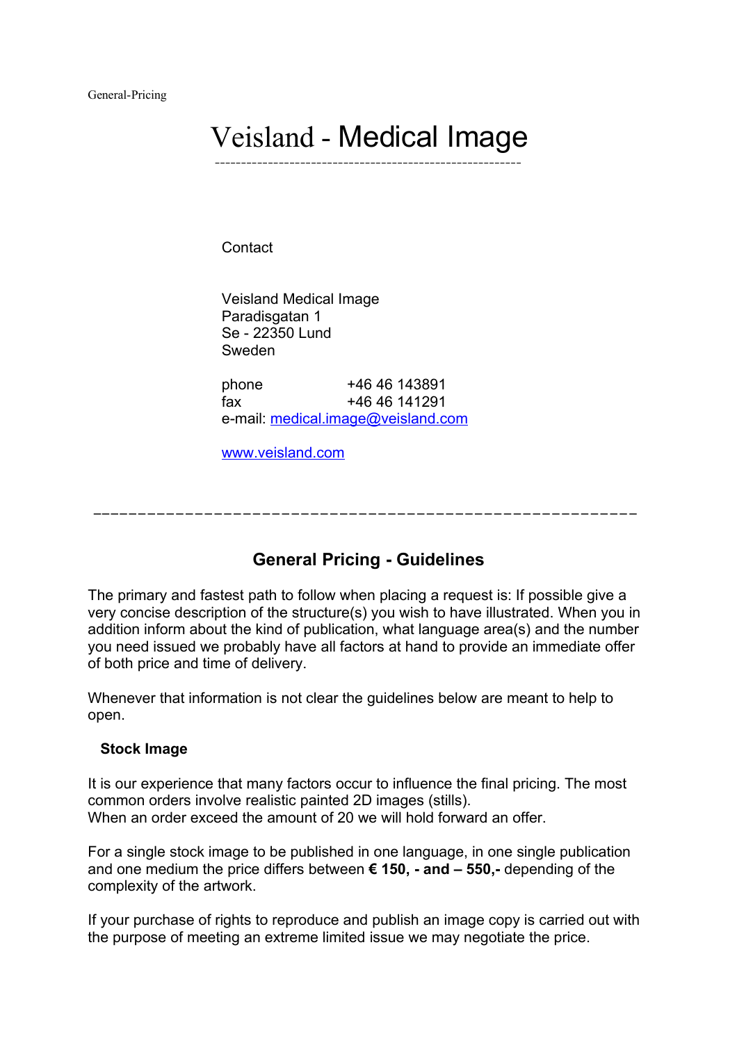# Veisland - Medical Image

Contact

Veisland Medical Image
Paradisgatan 1
Se - 22350 Lund
Sweden

phone +46 46 143891
fax +46 46 141291
e-mail: medical.image@veisland.com

www.veisland.com

---

## General Pricing - Guidelines

The primary and fastest path to follow when placing a request is: If possible give a very concise description of the structure(s) you wish to have illustrated. When you in addition inform about the kind of publication, what language area(s) and the number you need issued we probably have all factors at hand to provide an immediate offer of both price and time of delivery.

Whenever that information is not clear the guidelines below are meant to help to open.

### Stock Image

It is our experience that many factors occur to influence the final pricing. The most common orders involve realistic painted 2D images (stills).
When an order exceed the amount of 20 we will hold forward an offer.

For a single stock image to be published in one language, in one single publication and one medium the price differs between **€ 150, - and – 550,-** depending of the complexity of the artwork.

If your purchase of rights to reproduce and publish an image copy is carried out with the purpose of meeting an extreme limited issue we may negotiate the price.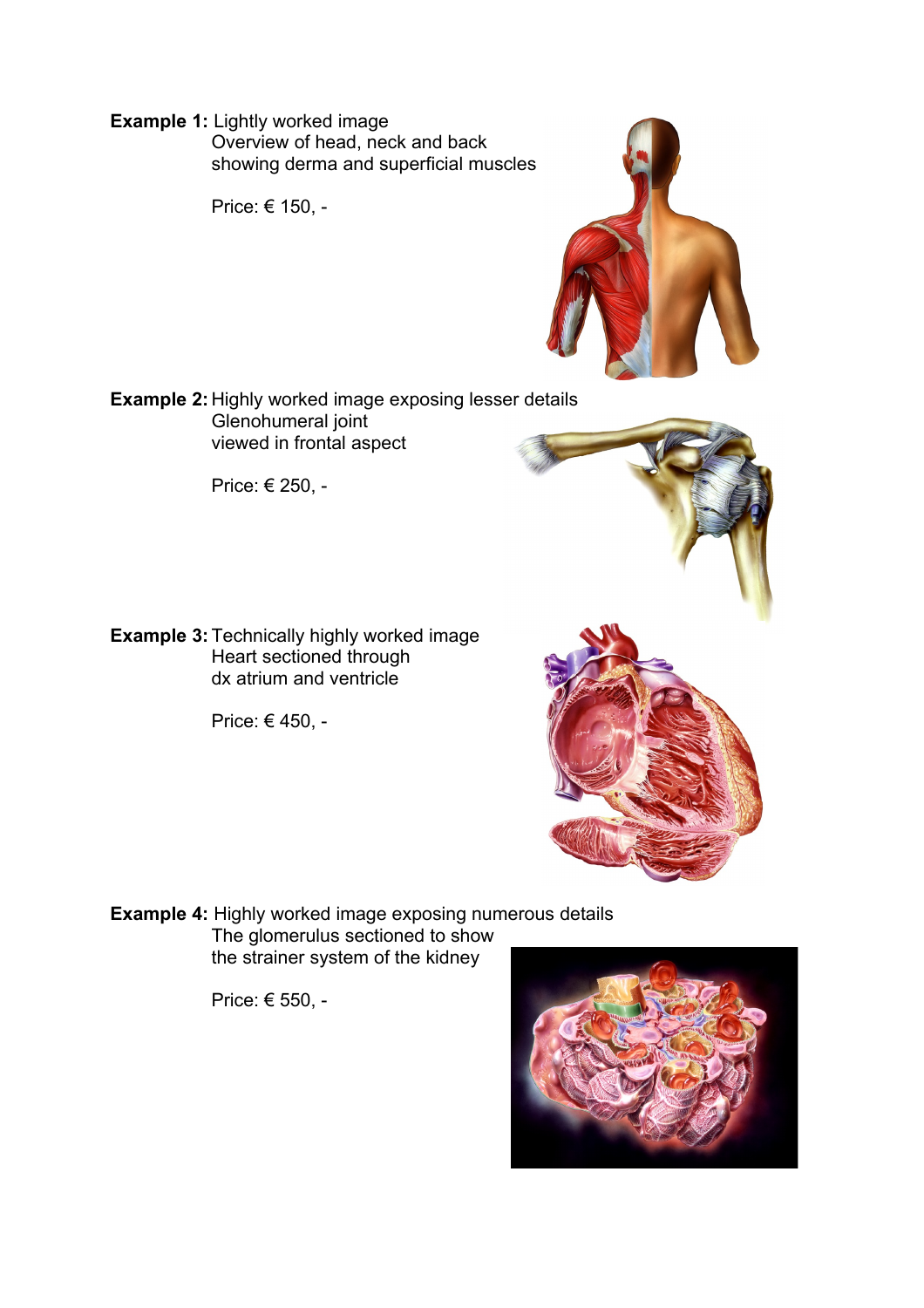**Example 1:** Lightly worked image
Overview of head, neck and back
showing derma and superficial muscles

Price: € 150, -

**Example 2:** Highly worked image exposing lesser details
Glenohumeral joint
viewed in frontal aspect

Price: € 250, -

**Example 3:** Technically highly worked image
Heart sectioned through
dx atrium and ventricle

Price: € 450, -

**Example 4:** Highly worked image exposing numerous details
The glomerulus sectioned to show
the strainer system of the kidney

Price: € 550, -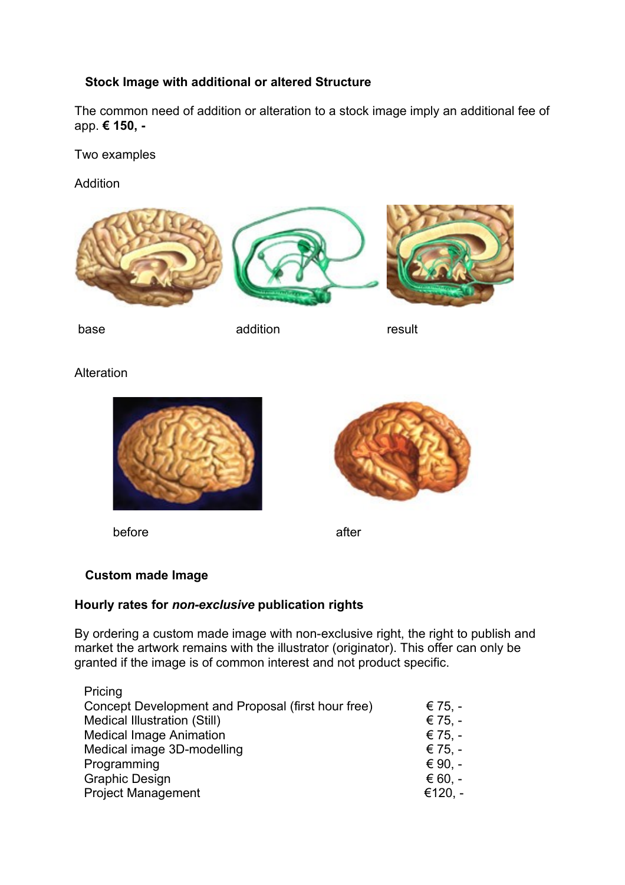### Stock Image with additional or altered Structure

The common need of addition or alteration to a stock image imply an additional fee of app. **€ 150, -**

Two examples

Addition

base addition result

Alteration

before after

### Custom made Image

**Hourly rates for *non-exclusive* publication rights**

By ordering a custom made image with non-exclusive right, the right to publish and market the artwork remains with the illustrator (originator). This offer can only be granted if the image is of common interest and not product specific.

| Pricing | |
|---|---|
| Concept Development and Proposal (first hour free) | € 75, - |
| Medical Illustration (Still) | € 75, - |
| Medical Image Animation | € 75, - |
| Medical image 3D-modelling | € 75, - |
| Programming | € 90, - |
| Graphic Design | € 60, - |
| Project Management | €120, - |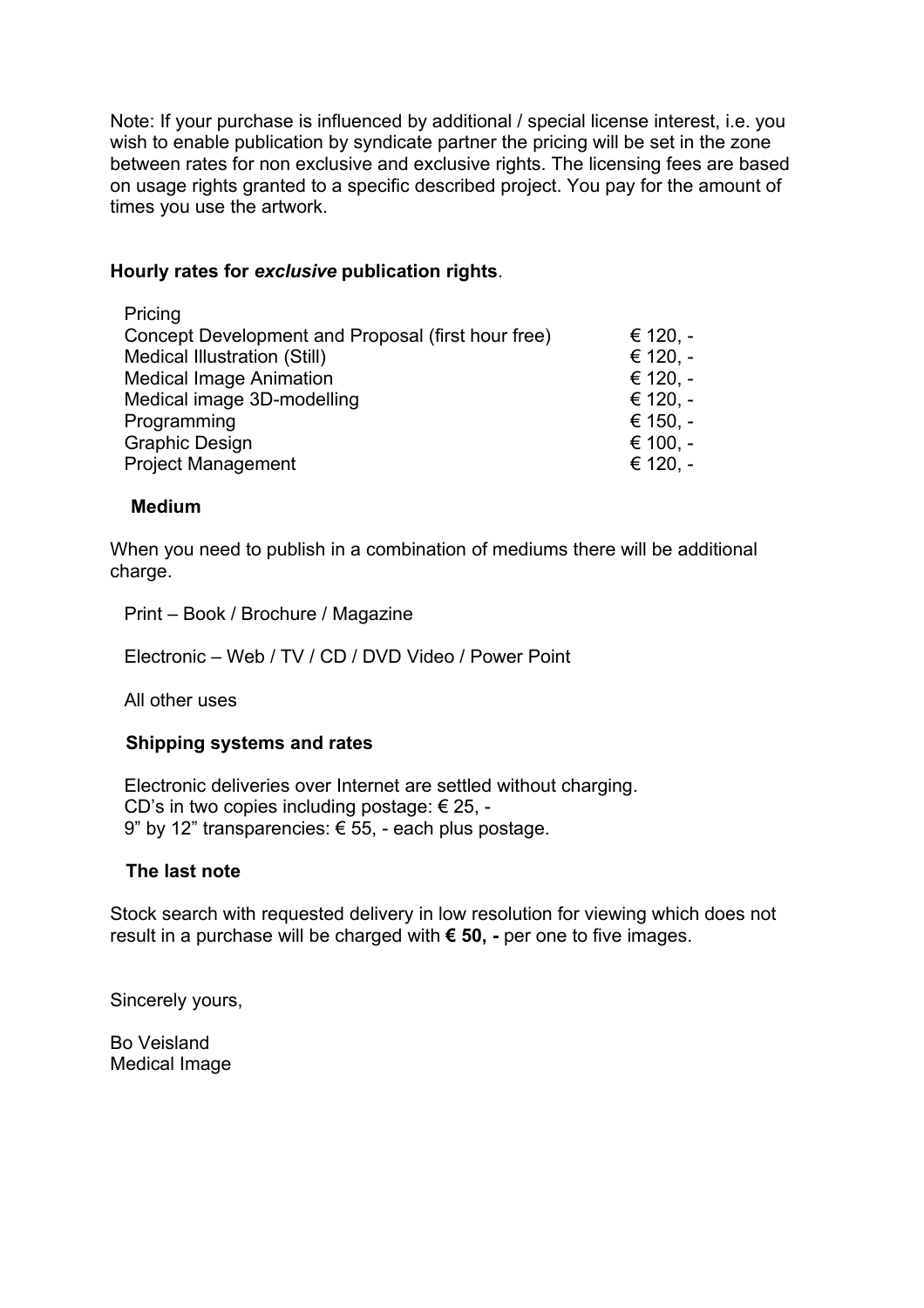Note: If your purchase is influenced by additional / special license interest, i.e. you wish to enable publication by syndicate partner the pricing will be set in the zone between rates for non exclusive and exclusive rights. The licensing fees are based on usage rights granted to a specific described project. You pay for the amount of times you use the artwork.

**Hourly rates for *exclusive* publication rights**.

| Pricing | |
|---|---|
| Concept Development and Proposal (first hour free) | € 120, - |
| Medical Illustration (Still) | € 120, - |
| Medical Image Animation | € 120, - |
| Medical image 3D-modelling | € 120, - |
| Programming | € 150, - |
| Graphic Design | € 100, - |
| Project Management | € 120, - |

**Medium**

When you need to publish in a combination of mediums there will be additional charge.

Print – Book / Brochure / Magazine

Electronic – Web / TV / CD / DVD Video / Power Point

All other uses

**Shipping systems and rates**

Electronic deliveries over Internet are settled without charging.
CD's in two copies including postage: € 25, -
9" by 12" transparencies: € 55, - each plus postage.

**The last note**

Stock search with requested delivery in low resolution for viewing which does not result in a purchase will be charged with **€ 50, -** per one to five images.

Sincerely yours,

Bo Veisland
Medical Image